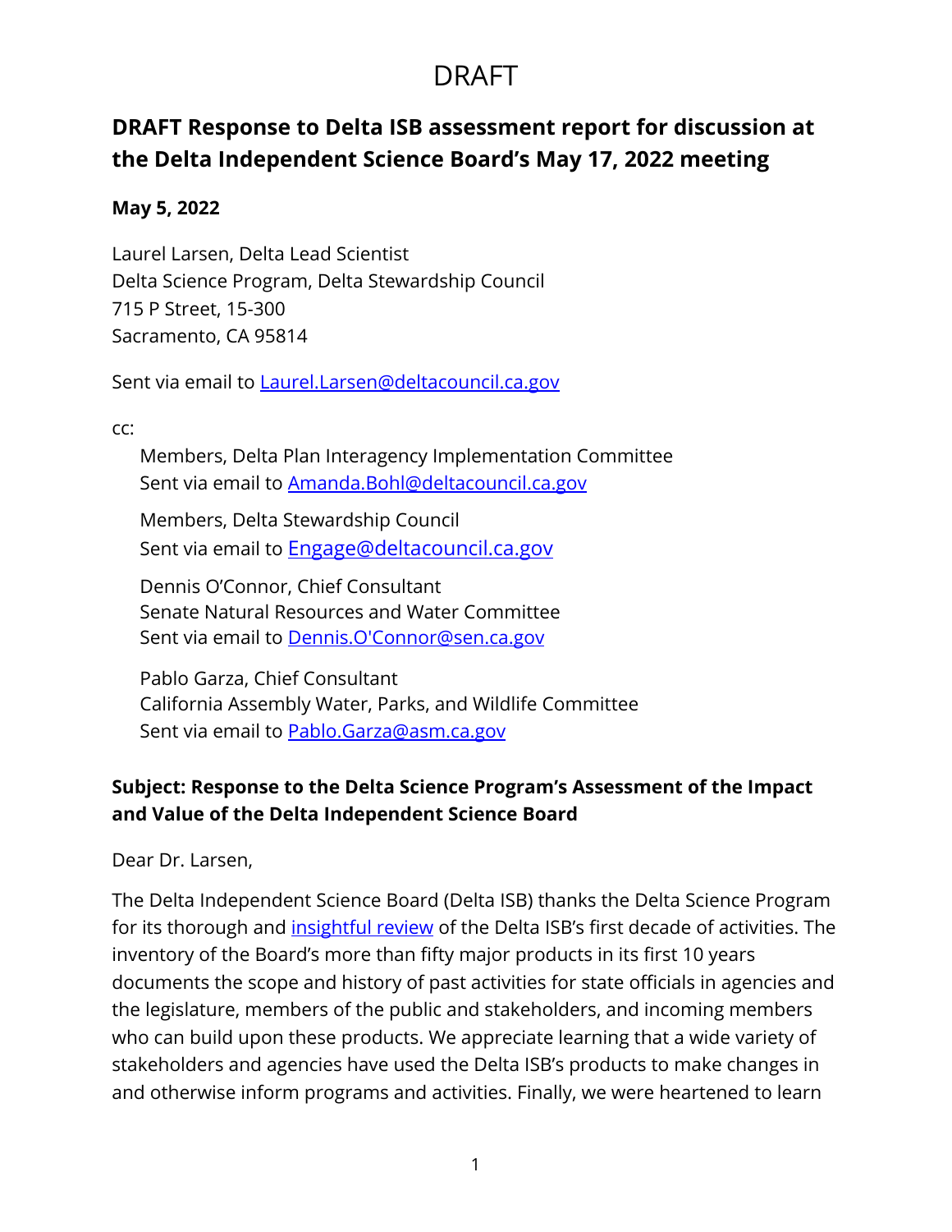# DRAFT

## DRAFT Response to Delta ISB assessment report for discussion at the Delta Independent Science Board's May 17, 2022 meeting

**May 5, 2022**

Laurel Larsen, Delta Lead Scientist
Delta Science Program, Delta Stewardship Council
715 P Street, 15-300
Sacramento, CA 95814

Sent via email to [Laurel.Larsen@deltacouncil.ca.gov](mailto:Laurel.Larsen@deltacouncil.ca.gov)

cc:

Members, Delta Plan Interagency Implementation Committee
Sent via email to [Amanda.Bohl@deltacouncil.ca.gov](mailto:Amanda.Bohl@deltacouncil.ca.gov)

Members, Delta Stewardship Council
Sent via email to [Engage@deltacouncil.ca.gov](mailto:Engage@deltacouncil.ca.gov)

Dennis O'Connor, Chief Consultant
Senate Natural Resources and Water Committee
Sent via email to [Dennis.O'Connor@sen.ca.gov](mailto:Dennis.O'Connor@sen.ca.gov)

Pablo Garza, Chief Consultant
California Assembly Water, Parks, and Wildlife Committee
Sent via email to [Pablo.Garza@asm.ca.gov](mailto:Pablo.Garza@asm.ca.gov)

**Subject: Response to the Delta Science Program's Assessment of the Impact and Value of the Delta Independent Science Board**

Dear Dr. Larsen,

The Delta Independent Science Board (Delta ISB) thanks the Delta Science Program for its thorough and insightful review of the Delta ISB's first decade of activities. The inventory of the Board's more than fifty major products in its first 10 years documents the scope and history of past activities for state officials in agencies and the legislature, members of the public and stakeholders, and incoming members who can build upon these products. We appreciate learning that a wide variety of stakeholders and agencies have used the Delta ISB's products to make changes in and otherwise inform programs and activities. Finally, we were heartened to learn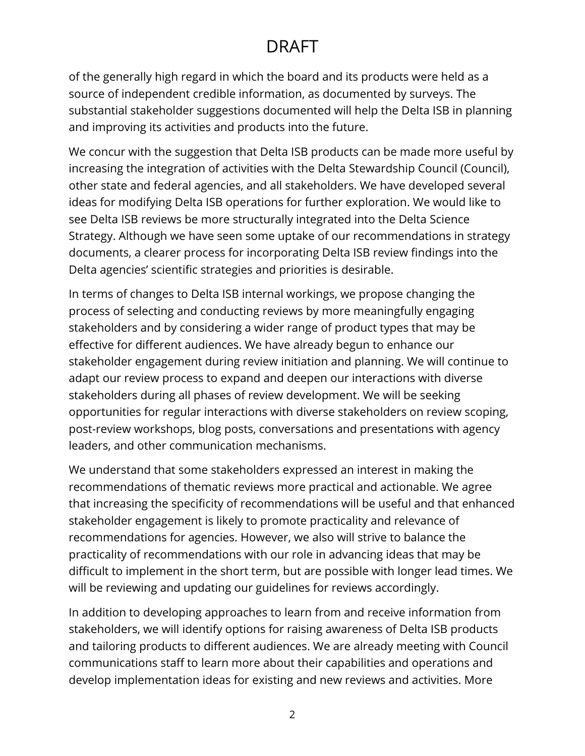of the generally high regard in which the board and its products were held as a source of independent credible information, as documented by surveys. The substantial stakeholder suggestions documented will help the Delta ISB in planning and improving its activities and products into the future.

We concur with the suggestion that Delta ISB products can be made more useful by increasing the integration of activities with the Delta Stewardship Council (Council), other state and federal agencies, and all stakeholders. We have developed several ideas for modifying Delta ISB operations for further exploration. We would like to see Delta ISB reviews be more structurally integrated into the Delta Science Strategy. Although we have seen some uptake of our recommendations in strategy documents, a clearer process for incorporating Delta ISB review findings into the Delta agencies' scientific strategies and priorities is desirable.

In terms of changes to Delta ISB internal workings, we propose changing the process of selecting and conducting reviews by more meaningfully engaging stakeholders and by considering a wider range of product types that may be effective for different audiences. We have already begun to enhance our stakeholder engagement during review initiation and planning. We will continue to adapt our review process to expand and deepen our interactions with diverse stakeholders during all phases of review development. We will be seeking opportunities for regular interactions with diverse stakeholders on review scoping, post-review workshops, blog posts, conversations and presentations with agency leaders, and other communication mechanisms.

We understand that some stakeholders expressed an interest in making the recommendations of thematic reviews more practical and actionable. We agree that increasing the specificity of recommendations will be useful and that enhanced stakeholder engagement is likely to promote practicality and relevance of recommendations for agencies. However, we also will strive to balance the practicality of recommendations with our role in advancing ideas that may be difficult to implement in the short term, but are possible with longer lead times. We will be reviewing and updating our guidelines for reviews accordingly.

In addition to developing approaches to learn from and receive information from stakeholders, we will identify options for raising awareness of Delta ISB products and tailoring products to different audiences. We are already meeting with Council communications staff to learn more about their capabilities and operations and develop implementation ideas for existing and new reviews and activities. More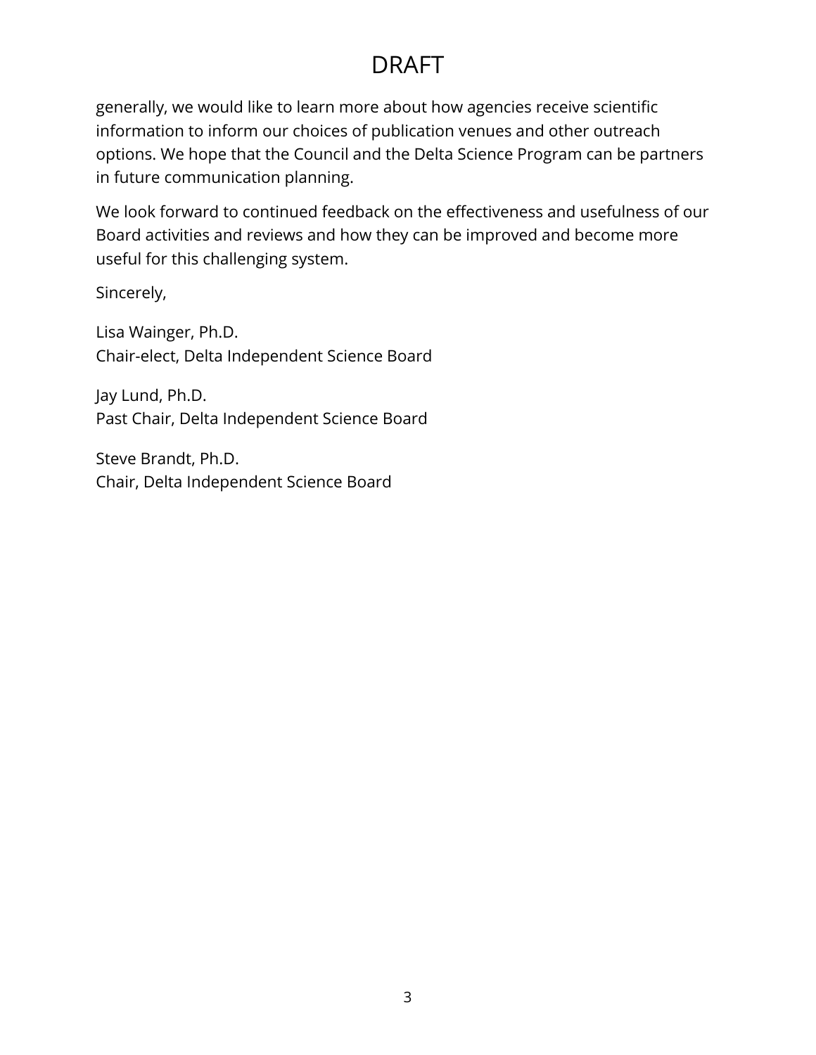DRAFT

generally, we would like to learn more about how agencies receive scientific information to inform our choices of publication venues and other outreach options. We hope that the Council and the Delta Science Program can be partners in future communication planning.

We look forward to continued feedback on the effectiveness and usefulness of our Board activities and reviews and how they can be improved and become more useful for this challenging system.

Sincerely,

Lisa Wainger, Ph.D.
Chair-elect, Delta Independent Science Board

Jay Lund, Ph.D.
Past Chair, Delta Independent Science Board

Steve Brandt, Ph.D.
Chair, Delta Independent Science Board